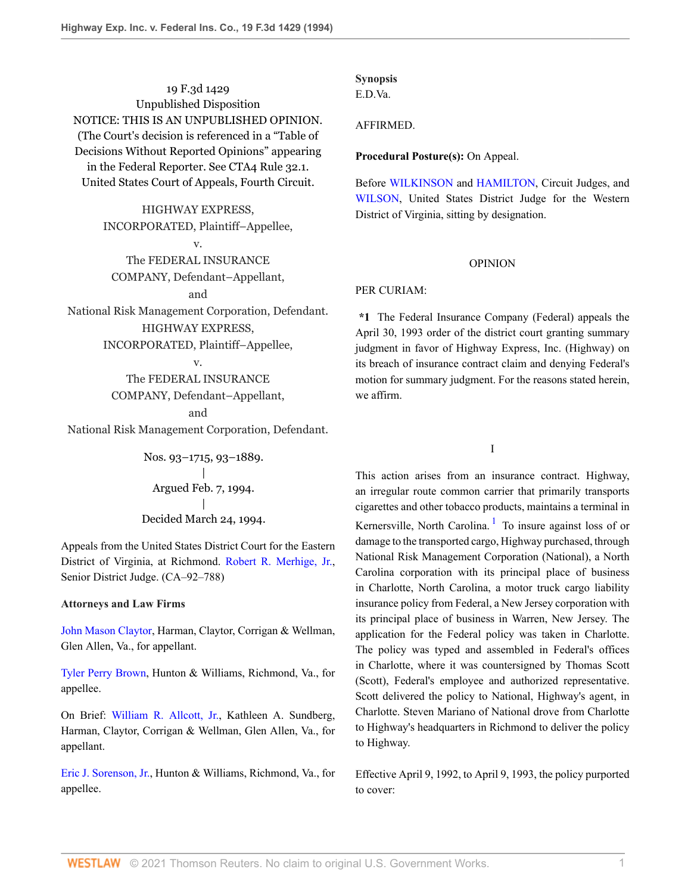19 F.3d 1429
Unpublished Disposition
NOTICE: THIS IS AN UNPUBLISHED OPINION.
(The Court's decision is referenced in a "Table of Decisions Without Reported Opinions" appearing in the Federal Reporter. See CTA4 Rule 32.1.
United States Court of Appeals, Fourth Circuit.

HIGHWAY EXPRESS, INCORPORATED, Plaintiff–Appellee,
v.
The FEDERAL INSURANCE COMPANY, Defendant–Appellant,
and
National Risk Management Corporation, Defendant.
HIGHWAY EXPRESS, INCORPORATED, Plaintiff–Appellee,
v.
The FEDERAL INSURANCE COMPANY, Defendant–Appellant,
and
National Risk Management Corporation, Defendant.

Nos. 93–1715, 93–1889.
|
Argued Feb. 7, 1994.
|
Decided March 24, 1994.

Appeals from the United States District Court for the Eastern District of Virginia, at Richmond. Robert R. Merhige, Jr., Senior District Judge. (CA–92–788)

**Attorneys and Law Firms**

John Mason Claytor, Harman, Claytor, Corrigan & Wellman, Glen Allen, Va., for appellant.

Tyler Perry Brown, Hunton & Williams, Richmond, Va., for appellee.

On Brief: William R. Allcott, Jr., Kathleen A. Sundberg, Harman, Claytor, Corrigan & Wellman, Glen Allen, Va., for appellant.

Eric J. Sorenson, Jr., Hunton & Williams, Richmond, Va., for appellee.

**Synopsis**
E.D.Va.

AFFIRMED.

**Procedural Posture(s):** On Appeal.

Before WILKINSON and HAMILTON, Circuit Judges, and WILSON, United States District Judge for the Western District of Virginia, sitting by designation.

OPINION

PER CURIAM:

**\*1** The Federal Insurance Company (Federal) appeals the April 30, 1993 order of the district court granting summary judgment in favor of Highway Express, Inc. (Highway) on its breach of insurance contract claim and denying Federal's motion for summary judgment. For the reasons stated herein, we affirm.

I

This action arises from an insurance contract. Highway, an irregular route common carrier that primarily transports cigarettes and other tobacco products, maintains a terminal in Kernersville, North Carolina.[1] To insure against loss of or damage to the transported cargo, Highway purchased, through National Risk Management Corporation (National), a North Carolina corporation with its principal place of business in Charlotte, North Carolina, a motor truck cargo liability insurance policy from Federal, a New Jersey corporation with its principal place of business in Warren, New Jersey. The application for the Federal policy was taken in Charlotte. The policy was typed and assembled in Federal's offices in Charlotte, where it was countersigned by Thomas Scott (Scott), Federal's employee and authorized representative. Scott delivered the policy to National, Highway's agent, in Charlotte. Steven Mariano of National drove from Charlotte to Highway's headquarters in Richmond to deliver the policy to Highway.

Effective April 9, 1992, to April 9, 1993, the policy purported to cover: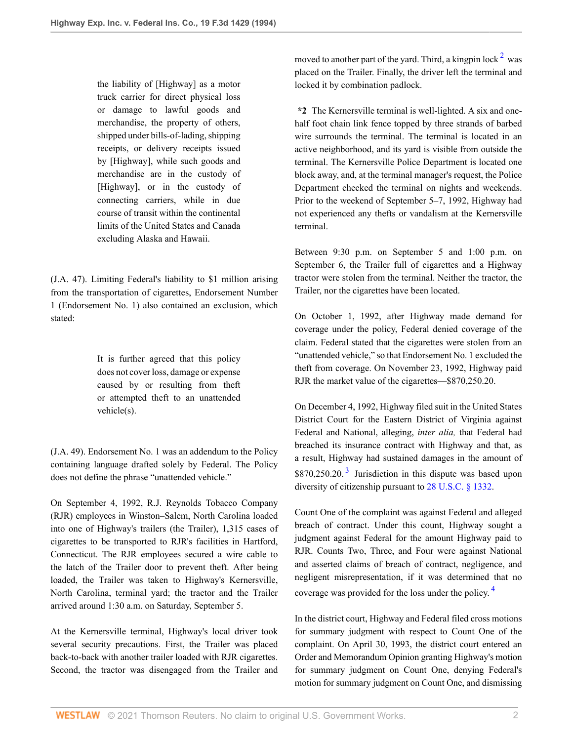> the liability of [Highway] as a motor truck carrier for direct physical loss or damage to lawful goods and merchandise, the property of others, shipped under bills-of-lading, shipping receipts, or delivery receipts issued by [Highway], while such goods and merchandise are in the custody of [Highway], or in the custody of connecting carriers, while in due course of transit within the continental limits of the United States and Canada excluding Alaska and Hawaii.

(J.A. 47). Limiting Federal's liability to $1 million arising from the transportation of cigarettes, Endorsement Number 1 (Endorsement No. 1) also contained an exclusion, which stated:

> It is further agreed that this policy does not cover loss, damage or expense caused by or resulting from theft or attempted theft to an unattended vehicle(s).

(J.A. 49). Endorsement No. 1 was an addendum to the Policy containing language drafted solely by Federal. The Policy does not define the phrase "unattended vehicle."

On September 4, 1992, R.J. Reynolds Tobacco Company (RJR) employees in Winston–Salem, North Carolina loaded into one of Highway's trailers (the Trailer), 1,315 cases of cigarettes to be transported to RJR's facilities in Hartford, Connecticut. The RJR employees secured a wire cable to the latch of the Trailer door to prevent theft. After being loaded, the Trailer was taken to Highway's Kernersville, North Carolina, terminal yard; the tractor and the Trailer arrived around 1:30 a.m. on Saturday, September 5.

At the Kernersville terminal, Highway's local driver took several security precautions. First, the Trailer was placed back-to-back with another trailer loaded with RJR cigarettes. Second, the tractor was disengaged from the Trailer and moved to another part of the yard. Third, a kingpin lock [2] was placed on the Trailer. Finally, the driver left the terminal and locked it by combination padlock.

**\*2** The Kernersville terminal is well-lighted. A six and one-half foot chain link fence topped by three strands of barbed wire surrounds the terminal. The terminal is located in an active neighborhood, and its yard is visible from outside the terminal. The Kernersville Police Department is located one block away, and, at the terminal manager's request, the Police Department checked the terminal on nights and weekends. Prior to the weekend of September 5–7, 1992, Highway had not experienced any thefts or vandalism at the Kernersville terminal.

Between 9:30 p.m. on September 5 and 1:00 p.m. on September 6, the Trailer full of cigarettes and a Highway tractor were stolen from the terminal. Neither the tractor, the Trailer, nor the cigarettes have been located.

On October 1, 1992, after Highway made demand for coverage under the policy, Federal denied coverage of the claim. Federal stated that the cigarettes were stolen from an "unattended vehicle," so that Endorsement No. 1 excluded the theft from coverage. On November 23, 1992, Highway paid RJR the market value of the cigarettes—$870,250.20.

On December 4, 1992, Highway filed suit in the United States District Court for the Eastern District of Virginia against Federal and National, alleging, *inter alia,* that Federal had breached its insurance contract with Highway and that, as a result, Highway had sustained damages in the amount of $870,250.20. [3] Jurisdiction in this dispute was based upon diversity of citizenship pursuant to 28 U.S.C. § 1332.

Count One of the complaint was against Federal and alleged breach of contract. Under this count, Highway sought a judgment against Federal for the amount Highway paid to RJR. Counts Two, Three, and Four were against National and asserted claims of breach of contract, negligence, and negligent misrepresentation, if it was determined that no coverage was provided for the loss under the policy. [4]

In the district court, Highway and Federal filed cross motions for summary judgment with respect to Count One of the complaint. On April 30, 1993, the district court entered an Order and Memorandum Opinion granting Highway's motion for summary judgment on Count One, denying Federal's motion for summary judgment on Count One, and dismissing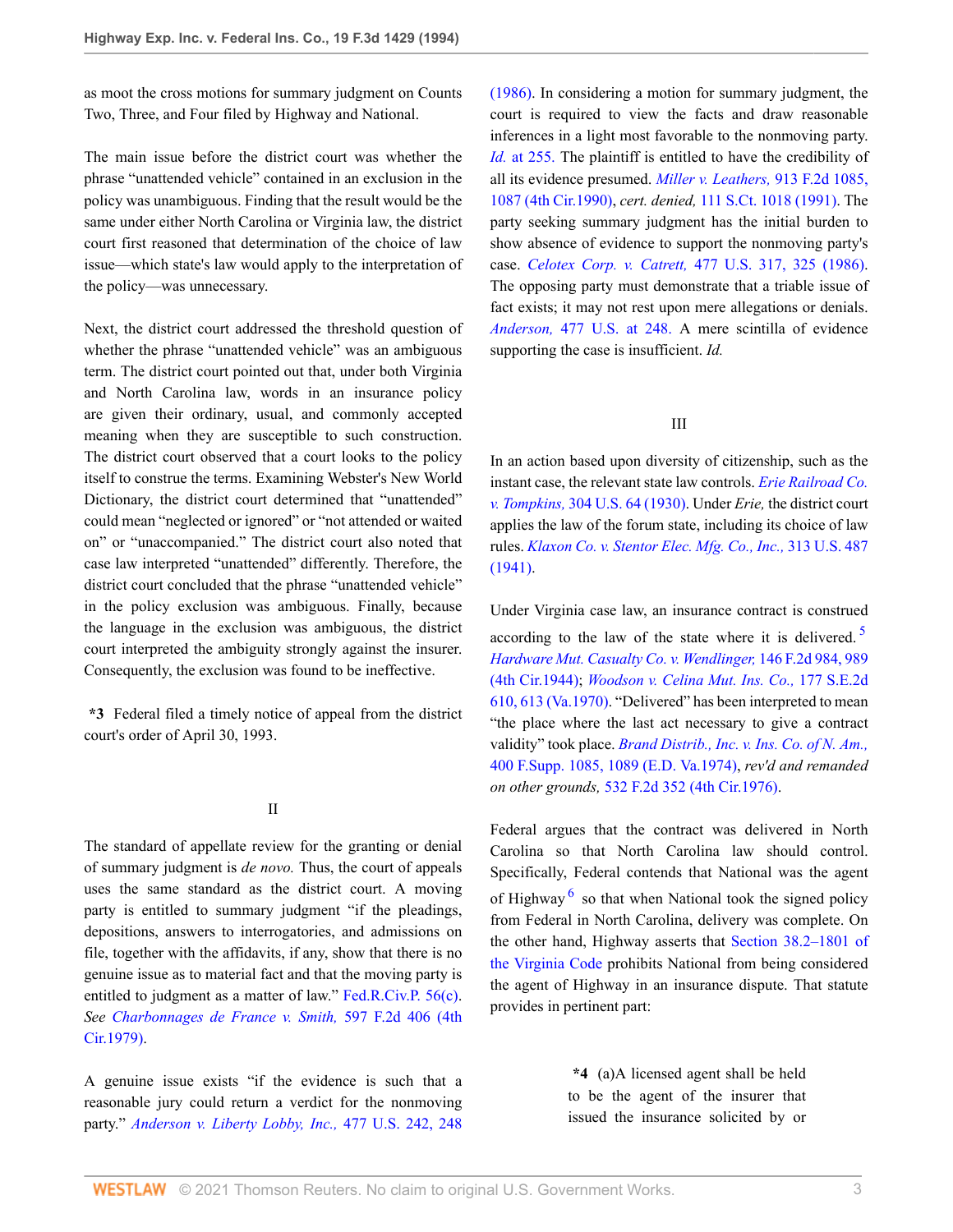as moot the cross motions for summary judgment on Counts Two, Three, and Four filed by Highway and National.

The main issue before the district court was whether the phrase "unattended vehicle" contained in an exclusion in the policy was unambiguous. Finding that the result would be the same under either North Carolina or Virginia law, the district court first reasoned that determination of the choice of law issue—which state's law would apply to the interpretation of the policy—was unnecessary.

Next, the district court addressed the threshold question of whether the phrase "unattended vehicle" was an ambiguous term. The district court pointed out that, under both Virginia and North Carolina law, words in an insurance policy are given their ordinary, usual, and commonly accepted meaning when they are susceptible to such construction. The district court observed that a court looks to the policy itself to construe the terms. Examining Webster's New World Dictionary, the district court determined that "unattended" could mean "neglected or ignored" or "not attended or waited on" or "unaccompanied." The district court also noted that case law interpreted "unattended" differently. Therefore, the district court concluded that the phrase "unattended vehicle" in the policy exclusion was ambiguous. Finally, because the language in the exclusion was ambiguous, the district court interpreted the ambiguity strongly against the insurer. Consequently, the exclusion was found to be ineffective.

**\*3** Federal filed a timely notice of appeal from the district court's order of April 30, 1993.

## II

The standard of appellate review for the granting or denial of summary judgment is *de novo.* Thus, the court of appeals uses the same standard as the district court. A moving party is entitled to summary judgment "if the pleadings, depositions, answers to interrogatories, and admissions on file, together with the affidavits, if any, show that there is no genuine issue as to material fact and that the moving party is entitled to judgment as a matter of law." Fed.R.Civ.P. 56(c). *See Charbonnages de France v. Smith,* 597 F.2d 406 (4th Cir.1979).

A genuine issue exists "if the evidence is such that a reasonable jury could return a verdict for the nonmoving party." *Anderson v. Liberty Lobby, Inc.,* 477 U.S. 242, 248 (1986). In considering a motion for summary judgment, the court is required to view the facts and draw reasonable inferences in a light most favorable to the nonmoving party. *Id.* at 255. The plaintiff is entitled to have the credibility of all its evidence presumed. *Miller v. Leathers,* 913 F.2d 1085, 1087 (4th Cir.1990), *cert. denied,* 111 S.Ct. 1018 (1991). The party seeking summary judgment has the initial burden to show absence of evidence to support the nonmoving party's case. *Celotex Corp. v. Catrett,* 477 U.S. 317, 325 (1986). The opposing party must demonstrate that a triable issue of fact exists; it may not rest upon mere allegations or denials. *Anderson,* 477 U.S. at 248. A mere scintilla of evidence supporting the case is insufficient. *Id.*

## III

In an action based upon diversity of citizenship, such as the instant case, the relevant state law controls. *Erie Railroad Co. v. Tompkins,* 304 U.S. 64 (1930). Under *Erie,* the district court applies the law of the forum state, including its choice of law rules. *Klaxon Co. v. Stentor Elec. Mfg. Co., Inc.,* 313 U.S. 487 (1941).

Under Virginia case law, an insurance contract is construed according to the law of the state where it is delivered.[5] *Hardware Mut. Casualty Co. v. Wendlinger,* 146 F.2d 984, 989 (4th Cir.1944); *Woodson v. Celina Mut. Ins. Co.,* 177 S.E.2d 610, 613 (Va.1970). "Delivered" has been interpreted to mean "the place where the last act necessary to give a contract validity" took place. *Brand Distrib., Inc. v. Ins. Co. of N. Am.,* 400 F.Supp. 1085, 1089 (E.D. Va.1974), *rev'd and remanded on other grounds,* 532 F.2d 352 (4th Cir.1976).

Federal argues that the contract was delivered in North Carolina so that North Carolina law should control. Specifically, Federal contends that National was the agent of Highway[6] so that when National took the signed policy from Federal in North Carolina, delivery was complete. On the other hand, Highway asserts that Section 38.2–1801 of the Virginia Code prohibits National from being considered the agent of Highway in an insurance dispute. That statute provides in pertinent part:

> **\*4** (a)A licensed agent shall be held to be the agent of the insurer that issued the insurance solicited by or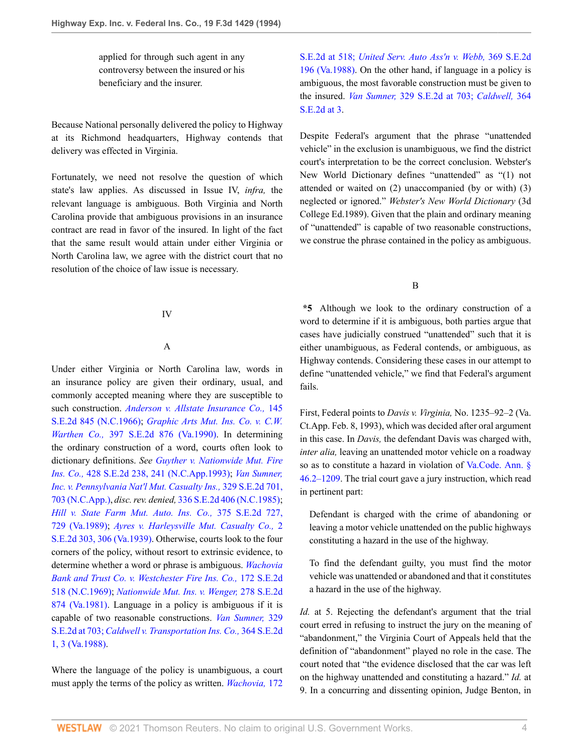applied for through such agent in any controversy between the insured or his beneficiary and the insurer.

Because National personally delivered the policy to Highway at its Richmond headquarters, Highway contends that delivery was effected in Virginia.

Fortunately, we need not resolve the question of which state's law applies. As discussed in Issue IV, *infra,* the relevant language is ambiguous. Both Virginia and North Carolina provide that ambiguous provisions in an insurance contract are read in favor of the insured. In light of the fact that the same result would attain under either Virginia or North Carolina law, we agree with the district court that no resolution of the choice of law issue is necessary.

IV

A

Under either Virginia or North Carolina law, words in an insurance policy are given their ordinary, usual, and commonly accepted meaning where they are susceptible to such construction. *Anderson v. Allstate Insurance Co.,* 145 S.E.2d 845 (N.C.1966); *Graphic Arts Mut. Ins. Co. v. C.W. Warthen Co.,* 397 S.E.2d 876 (Va.1990). In determining the ordinary construction of a word, courts often look to dictionary definitions. *See Guyther v. Nationwide Mut. Fire Ins. Co.,* 428 S.E.2d 238, 241 (N.C.App.1993); *Van Sumner, Inc. v. Pennsylvania Nat'l Mut. Casualty Ins.,* 329 S.E.2d 701, 703 (N.C.App.), *disc. rev. denied,* 336 S.E.2d 406 (N.C.1985); *Hill v. State Farm Mut. Auto. Ins. Co.,* 375 S.E.2d 727, 729 (Va.1989); *Ayres v. Harleysville Mut. Casualty Co.,* 2 S.E.2d 303, 306 (Va.1939). Otherwise, courts look to the four corners of the policy, without resort to extrinsic evidence, to determine whether a word or phrase is ambiguous. *Wachovia Bank and Trust Co. v. Westchester Fire Ins. Co.,* 172 S.E.2d 518 (N.C.1969); *Nationwide Mut. Ins. v. Wenger,* 278 S.E.2d 874 (Va.1981). Language in a policy is ambiguous if it is capable of two reasonable constructions. *Van Sumner,* 329 S.E.2d at 703; *Caldwell v. Transportation Ins. Co.,* 364 S.E.2d 1, 3 (Va.1988).

Where the language of the policy is unambiguous, a court must apply the terms of the policy as written. *Wachovia,* 172 S.E.2d at 518; *United Serv. Auto Ass'n v. Webb,* 369 S.E.2d 196 (Va.1988). On the other hand, if language in a policy is ambiguous, the most favorable construction must be given to the insured. *Van Sumner,* 329 S.E.2d at 703; *Caldwell,* 364 S.E.2d at 3.

Despite Federal's argument that the phrase "unattended vehicle" in the exclusion is unambiguous, we find the district court's interpretation to be the correct conclusion. Webster's New World Dictionary defines "unattended" as "(1) not attended or waited on (2) unaccompanied (by or with) (3) neglected or ignored." *Webster's New World Dictionary* (3d College Ed.1989). Given that the plain and ordinary meaning of "unattended" is capable of two reasonable constructions, we construe the phrase contained in the policy as ambiguous.

B

**\*5** Although we look to the ordinary construction of a word to determine if it is ambiguous, both parties argue that cases have judicially construed "unattended" such that it is either unambiguous, as Federal contends, or ambiguous, as Highway contends. Considering these cases in our attempt to define "unattended vehicle," we find that Federal's argument fails.

First, Federal points to *Davis v. Virginia,* No. 1235–92–2 (Va. Ct.App. Feb. 8, 1993), which was decided after oral argument in this case. In *Davis,* the defendant Davis was charged with, *inter alia,* leaving an unattended motor vehicle on a roadway so as to constitute a hazard in violation of Va.Code. Ann. § 46.2–1209. The trial court gave a jury instruction, which read in pertinent part:

> Defendant is charged with the crime of abandoning or leaving a motor vehicle unattended on the public highways constituting a hazard in the use of the highway.
>
> To find the defendant guilty, you must find the motor vehicle was unattended or abandoned and that it constitutes a hazard in the use of the highway.

*Id.* at 5. Rejecting the defendant's argument that the trial court erred in refusing to instruct the jury on the meaning of "abandonment," the Virginia Court of Appeals held that the definition of "abandonment" played no role in the case. The court noted that "the evidence disclosed that the car was left on the highway unattended and constituting a hazard." *Id.* at 9. In a concurring and dissenting opinion, Judge Benton, in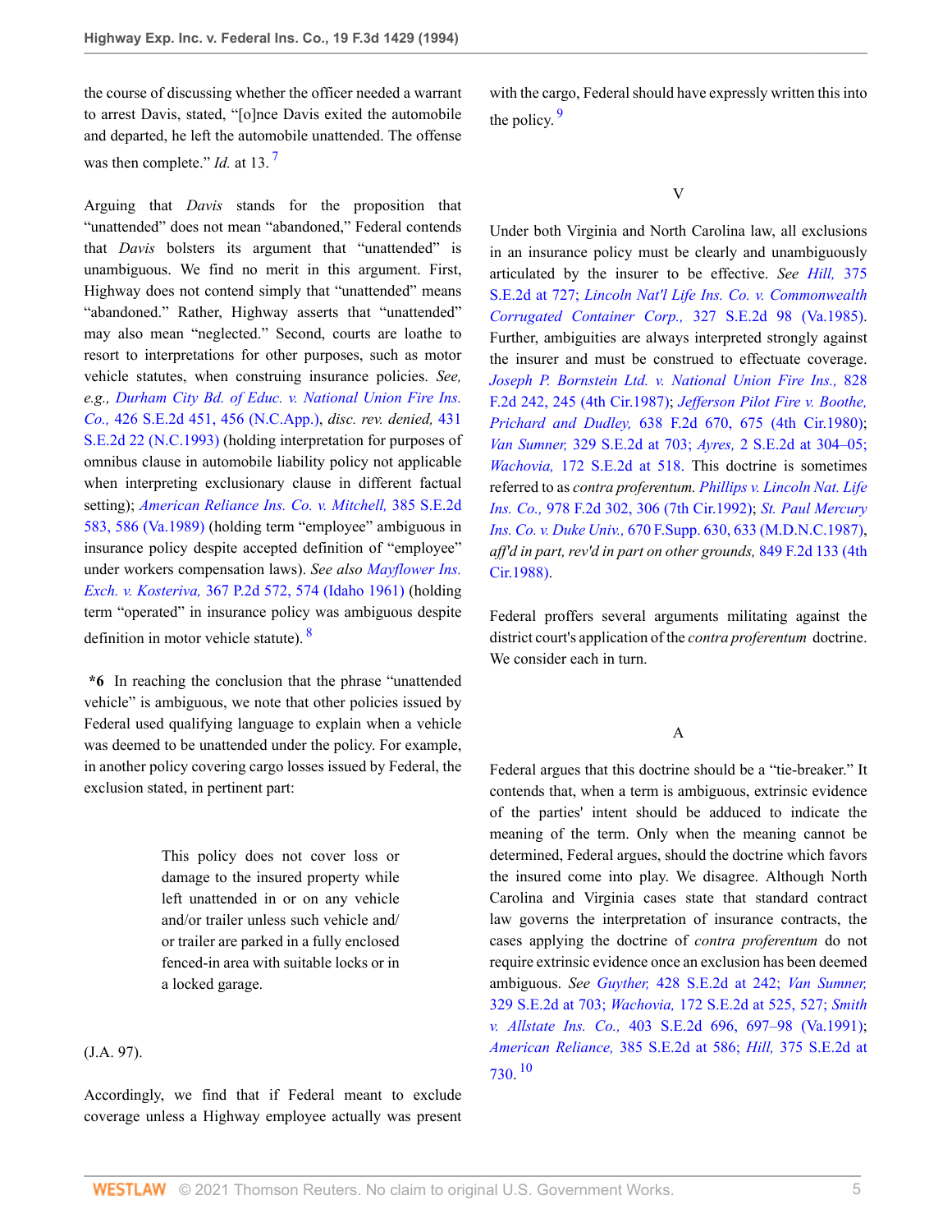the course of discussing whether the officer needed a warrant to arrest Davis, stated, "[o]nce Davis exited the automobile and departed, he left the automobile unattended. The offense was then complete." *Id.* at 13. [7]

Arguing that *Davis* stands for the proposition that "unattended" does not mean "abandoned," Federal contends that *Davis* bolsters its argument that "unattended" is unambiguous. We find no merit in this argument. First, Highway does not contend simply that "unattended" means "abandoned." Rather, Highway asserts that "unattended" may also mean "neglected." Second, courts are loathe to resort to interpretations for other purposes, such as motor vehicle statutes, when construing insurance policies. *See, e.g., Durham City Bd. of Educ. v. National Union Fire Ins. Co.,* 426 S.E.2d 451, 456 (N.C.App.), *disc. rev. denied,* 431 S.E.2d 22 (N.C.1993) (holding interpretation for purposes of omnibus clause in automobile liability policy not applicable when interpreting exclusionary clause in different factual setting); *American Reliance Ins. Co. v. Mitchell,* 385 S.E.2d 583, 586 (Va.1989) (holding term "employee" ambiguous in insurance policy despite accepted definition of "employee" under workers compensation laws). *See also Mayflower Ins. Exch. v. Kosteriva,* 367 P.2d 572, 574 (Idaho 1961) (holding term "operated" in insurance policy was ambiguous despite definition in motor vehicle statute). [8]

**\*6** In reaching the conclusion that the phrase "unattended vehicle" is ambiguous, we note that other policies issued by Federal used qualifying language to explain when a vehicle was deemed to be unattended under the policy. For example, in another policy covering cargo losses issued by Federal, the exclusion stated, in pertinent part:

> This policy does not cover loss or damage to the insured property while left unattended in or on any vehicle and/or trailer unless such vehicle and/or trailer are parked in a fully enclosed fenced-in area with suitable locks or in a locked garage.

(J.A. 97).

Accordingly, we find that if Federal meant to exclude coverage unless a Highway employee actually was present with the cargo, Federal should have expressly written this into the policy. [9]

## V

Under both Virginia and North Carolina law, all exclusions in an insurance policy must be clearly and unambiguously articulated by the insurer to be effective. *See Hill,* 375 S.E.2d at 727; *Lincoln Nat'l Life Ins. Co. v. Commonwealth Corrugated Container Corp.,* 327 S.E.2d 98 (Va.1985). Further, ambiguities are always interpreted strongly against the insurer and must be construed to effectuate coverage. *Joseph P. Bornstein Ltd. v. National Union Fire Ins.,* 828 F.2d 242, 245 (4th Cir.1987); *Jefferson Pilot Fire v. Boothe, Prichard and Dudley,* 638 F.2d 670, 675 (4th Cir.1980); *Van Sumner,* 329 S.E.2d at 703; *Ayres,* 2 S.E.2d at 304–05; *Wachovia,* 172 S.E.2d at 518. This doctrine is sometimes referred to as *contra proferentum. Phillips v. Lincoln Nat. Life Ins. Co.,* 978 F.2d 302, 306 (7th Cir.1992); *St. Paul Mercury Ins. Co. v. Duke Univ.,* 670 F.Supp. 630, 633 (M.D.N.C.1987), *aff'd in part, rev'd in part on other grounds,* 849 F.2d 133 (4th Cir.1988).

Federal proffers several arguments militating against the district court's application of the *contra proferentum* doctrine. We consider each in turn.

### A

Federal argues that this doctrine should be a "tie-breaker." It contends that, when a term is ambiguous, extrinsic evidence of the parties' intent should be adduced to indicate the meaning of the term. Only when the meaning cannot be determined, Federal argues, should the doctrine which favors the insured come into play. We disagree. Although North Carolina and Virginia cases state that standard contract law governs the interpretation of insurance contracts, the cases applying the doctrine of *contra proferentum* do not require extrinsic evidence once an exclusion has been deemed ambiguous. *See Guyther,* 428 S.E.2d at 242; *Van Sumner,* 329 S.E.2d at 703; *Wachovia,* 172 S.E.2d at 525, 527; *Smith v. Allstate Ins. Co.,* 403 S.E.2d 696, 697–98 (Va.1991); *American Reliance,* 385 S.E.2d at 586; *Hill,* 375 S.E.2d at 730. [10]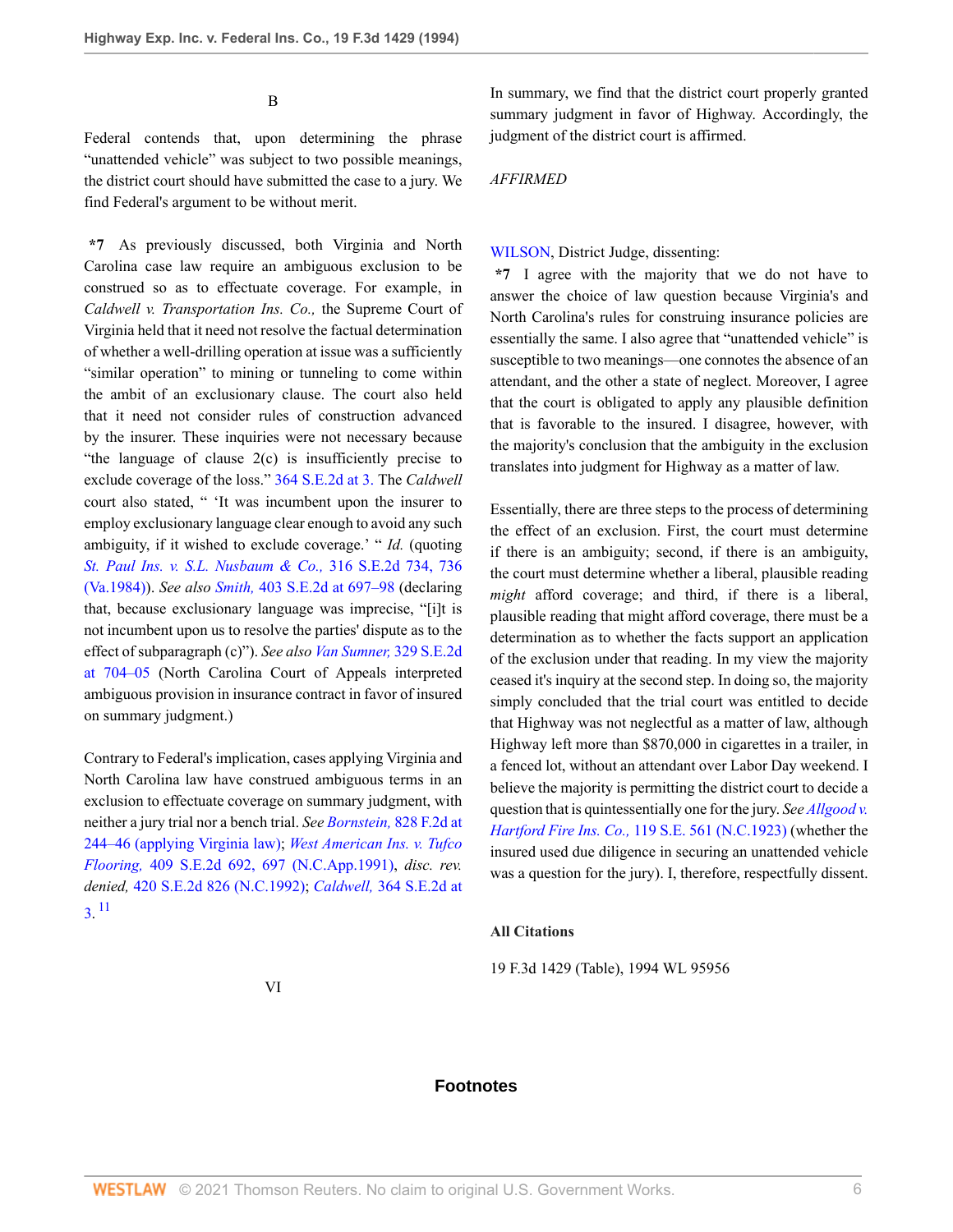### B

Federal contends that, upon determining the phrase "unattended vehicle" was subject to two possible meanings, the district court should have submitted the case to a jury. We find Federal's argument to be without merit.

**\*7** As previously discussed, both Virginia and North Carolina case law require an ambiguous exclusion to be construed so as to effectuate coverage. For example, in *Caldwell v. Transportation Ins. Co.,* the Supreme Court of Virginia held that it need not resolve the factual determination of whether a well-drilling operation at issue was a sufficiently "similar operation" to mining or tunneling to come within the ambit of an exclusionary clause. The court also held that it need not consider rules of construction advanced by the insurer. These inquiries were not necessary because "the language of clause 2(c) is insufficiently precise to exclude coverage of the loss." 364 S.E.2d at 3. The *Caldwell* court also stated, " 'It was incumbent upon the insurer to employ exclusionary language clear enough to avoid any such ambiguity, if it wished to exclude coverage.' " *Id.* (quoting *St. Paul Ins. v. S.L. Nusbaum & Co.,* 316 S.E.2d 734, 736 (Va.1984)). *See also Smith,* 403 S.E.2d at 697–98 (declaring that, because exclusionary language was imprecise, "[i]t is not incumbent upon us to resolve the parties' dispute as to the effect of subparagraph (c)"). *See also Van Sumner,* 329 S.E.2d at 704–05 (North Carolina Court of Appeals interpreted ambiguous provision in insurance contract in favor of insured on summary judgment.)

Contrary to Federal's implication, cases applying Virginia and North Carolina law have construed ambiguous terms in an exclusion to effectuate coverage on summary judgment, with neither a jury trial nor a bench trial. *See Bornstein,* 828 F.2d at 244–46 (applying Virginia law); *West American Ins. v. Tufco Flooring,* 409 S.E.2d 692, 697 (N.C.App.1991), *disc. rev. denied,* 420 S.E.2d 826 (N.C.1992); *Caldwell,* 364 S.E.2d at 3. [11]

### VI

In summary, we find that the district court properly granted summary judgment in favor of Highway. Accordingly, the judgment of the district court is affirmed.

*AFFIRMED*

WILSON, District Judge, dissenting:

**\*7** I agree with the majority that we do not have to answer the choice of law question because Virginia's and North Carolina's rules for construing insurance policies are essentially the same. I also agree that "unattended vehicle" is susceptible to two meanings—one connotes the absence of an attendant, and the other a state of neglect. Moreover, I agree that the court is obligated to apply any plausible definition that is favorable to the insured. I disagree, however, with the majority's conclusion that the ambiguity in the exclusion translates into judgment for Highway as a matter of law.

Essentially, there are three steps to the process of determining the effect of an exclusion. First, the court must determine if there is an ambiguity; second, if there is an ambiguity, the court must determine whether a liberal, plausible reading *might* afford coverage; and third, if there is a liberal, plausible reading that might afford coverage, there must be a determination as to whether the facts support an application of the exclusion under that reading. In my view the majority ceased it's inquiry at the second step. In doing so, the majority simply concluded that the trial court was entitled to decide that Highway was not neglectful as a matter of law, although Highway left more than $870,000 in cigarettes in a trailer, in a fenced lot, without an attendant over Labor Day weekend. I believe the majority is permitting the district court to decide a question that is quintessentially one for the jury. *See Allgood v. Hartford Fire Ins. Co.,* 119 S.E. 561 (N.C.1923) (whether the insured used due diligence in securing an unattended vehicle was a question for the jury). I, therefore, respectfully dissent.

#### All Citations

19 F.3d 1429 (Table), 1994 WL 95956

## Footnotes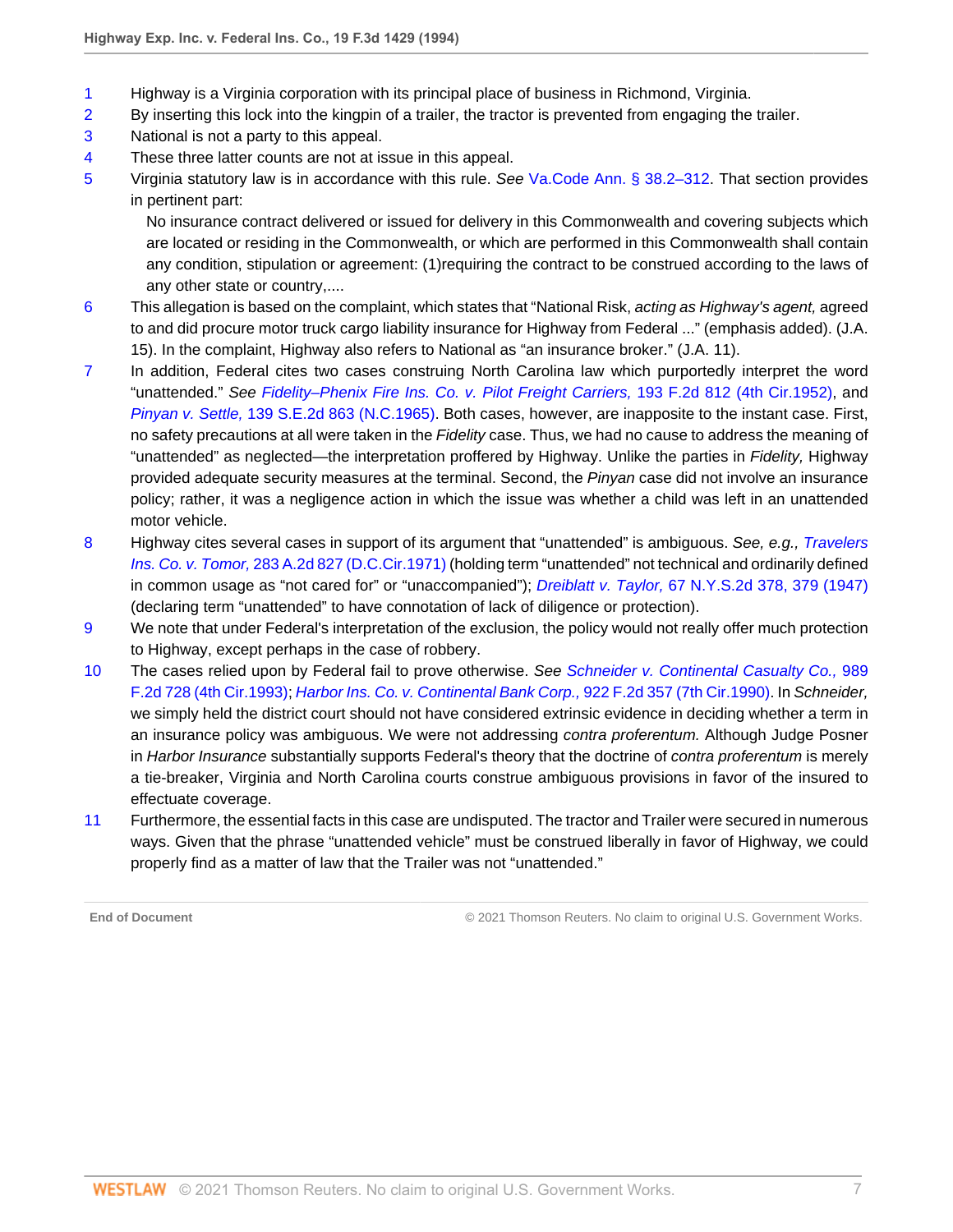1 Highway is a Virginia corporation with its principal place of business in Richmond, Virginia.

2 By inserting this lock into the kingpin of a trailer, the tractor is prevented from engaging the trailer.

3 National is not a party to this appeal.

4 These three latter counts are not at issue in this appeal.

5 Virginia statutory law is in accordance with this rule. *See* Va.Code Ann. § 38.2–312. That section provides in pertinent part:

> No insurance contract delivered or issued for delivery in this Commonwealth and covering subjects which are located or residing in the Commonwealth, or which are performed in this Commonwealth shall contain any condition, stipulation or agreement: (1)requiring the contract to be construed according to the laws of any other state or country,....

6 This allegation is based on the complaint, which states that "National Risk, *acting as Highway's agent,* agreed to and did procure motor truck cargo liability insurance for Highway from Federal ..." (emphasis added). (J.A. 15). In the complaint, Highway also refers to National as "an insurance broker." (J.A. 11).

7 In addition, Federal cites two cases construing North Carolina law which purportedly interpret the word "unattended." *See Fidelity–Phenix Fire Ins. Co. v. Pilot Freight Carriers,* 193 F.2d 812 (4th Cir.1952), and *Pinyan v. Settle,* 139 S.E.2d 863 (N.C.1965). Both cases, however, are inapposite to the instant case. First, no safety precautions at all were taken in the *Fidelity* case. Thus, we had no cause to address the meaning of "unattended" as neglected—the interpretation proffered by Highway. Unlike the parties in *Fidelity,* Highway provided adequate security measures at the terminal. Second, the *Pinyan* case did not involve an insurance policy; rather, it was a negligence action in which the issue was whether a child was left in an unattended motor vehicle.

8 Highway cites several cases in support of its argument that "unattended" is ambiguous. *See, e.g., Travelers Ins. Co. v. Tomor,* 283 A.2d 827 (D.C.Cir.1971) (holding term "unattended" not technical and ordinarily defined in common usage as "not cared for" or "unaccompanied"); *Dreiblatt v. Taylor,* 67 N.Y.S.2d 378, 379 (1947) (declaring term "unattended" to have connotation of lack of diligence or protection).

9 We note that under Federal's interpretation of the exclusion, the policy would not really offer much protection to Highway, except perhaps in the case of robbery.

10 The cases relied upon by Federal fail to prove otherwise. *See Schneider v. Continental Casualty Co.,* 989 F.2d 728 (4th Cir.1993); *Harbor Ins. Co. v. Continental Bank Corp.,* 922 F.2d 357 (7th Cir.1990). In *Schneider,* we simply held the district court should not have considered extrinsic evidence in deciding whether a term in an insurance policy was ambiguous. We were not addressing *contra proferentum.* Although Judge Posner in *Harbor Insurance* substantially supports Federal's theory that the doctrine of *contra proferentum* is merely a tie-breaker, Virginia and North Carolina courts construe ambiguous provisions in favor of the insured to effectuate coverage.

11 Furthermore, the essential facts in this case are undisputed. The tractor and Trailer were secured in numerous ways. Given that the phrase "unattended vehicle" must be construed liberally in favor of Highway, we could properly find as a matter of law that the Trailer was not "unattended."

**End of Document** © 2021 Thomson Reuters. No claim to original U.S. Government Works.